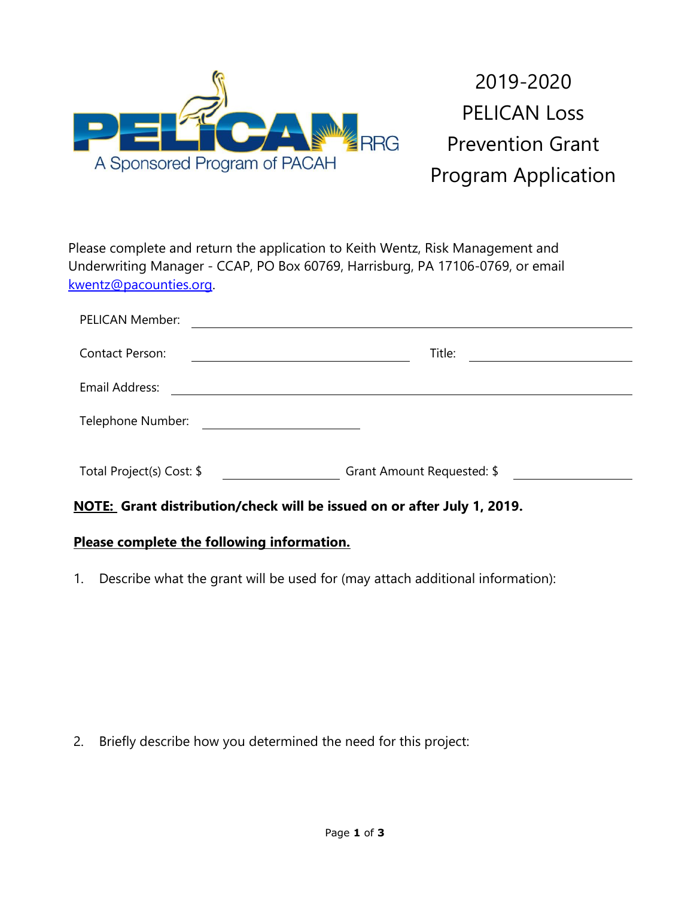PELICAN RRG
A Sponsored Program of PACAH

# 2019-2020 PELICAN Loss Prevention Grant Program Application

Please complete and return the application to Keith Wentz, Risk Management and Underwriting Manager - CCAP, PO Box 60769, Harrisburg, PA 17106-0769, or email kwentz@pacounties.org.

PELICAN Member: ______________________________________________

Contact Person: ______________________ Title: ______________________

Email Address: ______________________________________________

Telephone Number: ______________________

Total Project(s) Cost: $ ______________ Grant Amount Requested: $ ______________

**NOTE: Grant distribution/check will be issued on or after July 1, 2019.**

**Please complete the following information.**

1. Describe what the grant will be used for (may attach additional information):

2. Briefly describe how you determined the need for this project: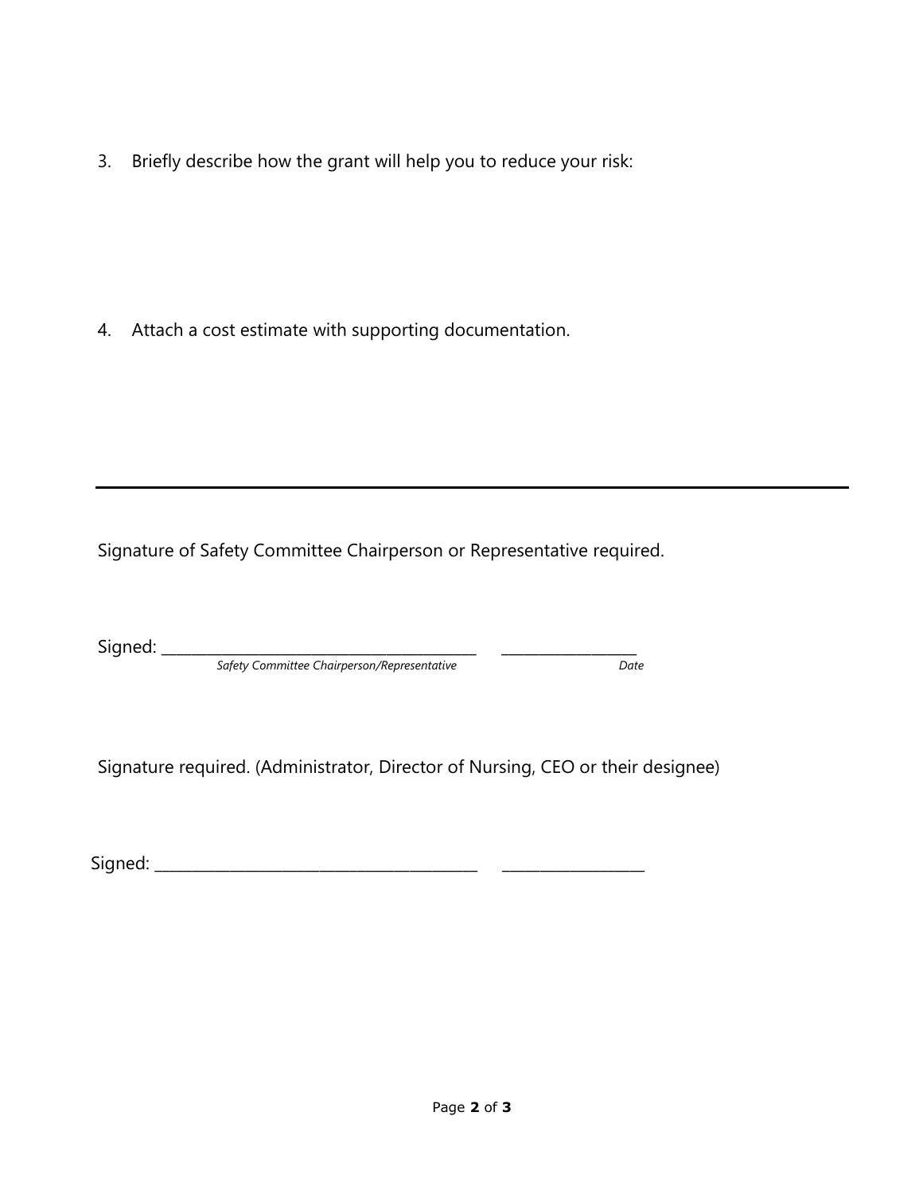3. Briefly describe how the grant will help you to reduce your risk:

4. Attach a cost estimate with supporting documentation.

---

Signature of Safety Committee Chairperson or Representative required.

Signed: ________________________________________ __________________
*Safety Committee Chairperson/Representative* *Date*

Signature required. (Administrator, Director of Nursing, CEO or their designee)

Signed: ________________________________________ __________________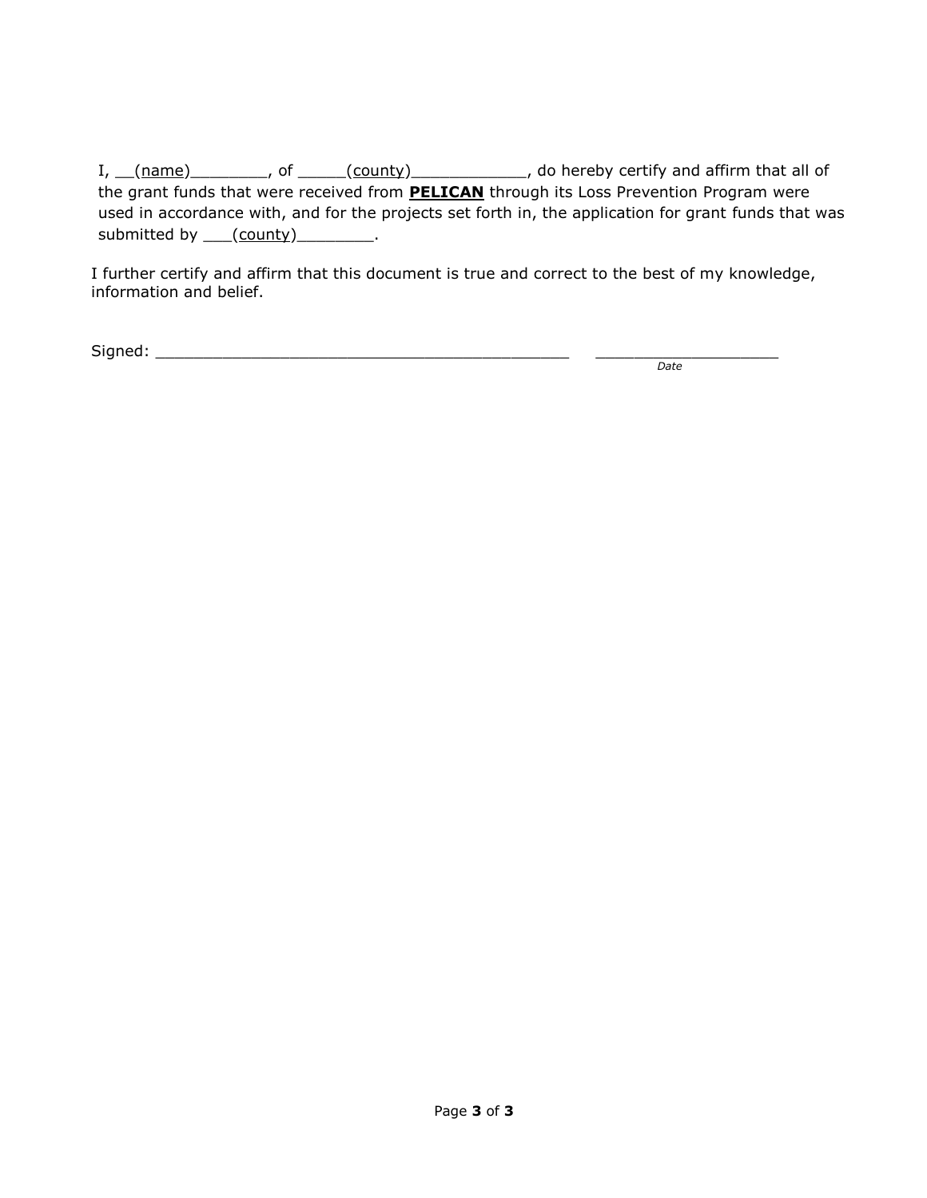I, __(name)________, of _____(county)____________, do hereby certify and affirm that all of the grant funds that were received from **PELICAN** through its Loss Prevention Program were used in accordance with, and for the projects set forth in, the application for grant funds that was submitted by ___(county)________.

I further certify and affirm that this document is true and correct to the best of my knowledge, information and belief.

Signed: ____________________________________________     ___________________

*Date*